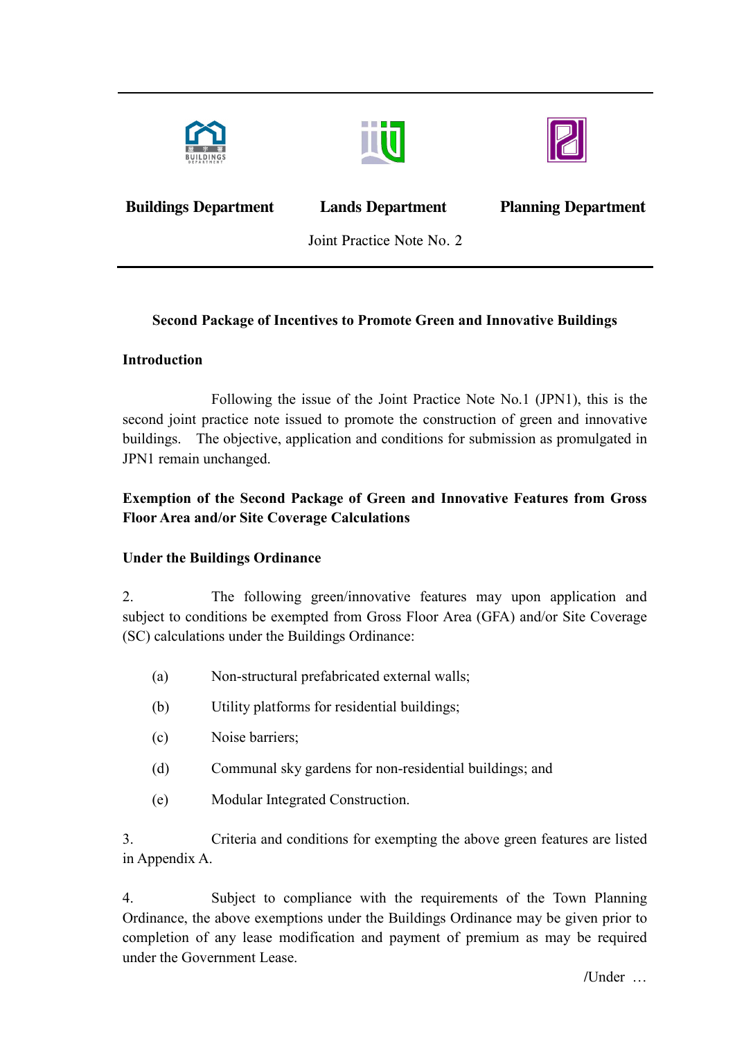**Buildings Department** | **Lands Department** | **Planning Department**

Joint Practice Note No. 2

**Second Package of Incentives to Promote Green and Innovative Buildings**

**Introduction**

Following the issue of the Joint Practice Note No.1 (JPN1), this is the second joint practice note issued to promote the construction of green and innovative buildings. The objective, application and conditions for submission as promulgated in JPN1 remain unchanged.

**Exemption of the Second Package of Green and Innovative Features from Gross Floor Area and/or Site Coverage Calculations**

**Under the Buildings Ordinance**

2. The following green/innovative features may upon application and subject to conditions be exempted from Gross Floor Area (GFA) and/or Site Coverage (SC) calculations under the Buildings Ordinance:

(a) Non-structural prefabricated external walls;

(b) Utility platforms for residential buildings;

(c) Noise barriers;

(d) Communal sky gardens for non-residential buildings; and

(e) Modular Integrated Construction.

3. Criteria and conditions for exempting the above green features are listed in Appendix A.

4. Subject to compliance with the requirements of the Town Planning Ordinance, the above exemptions under the Buildings Ordinance may be given prior to completion of any lease modification and payment of premium as may be required under the Government Lease.

/Under …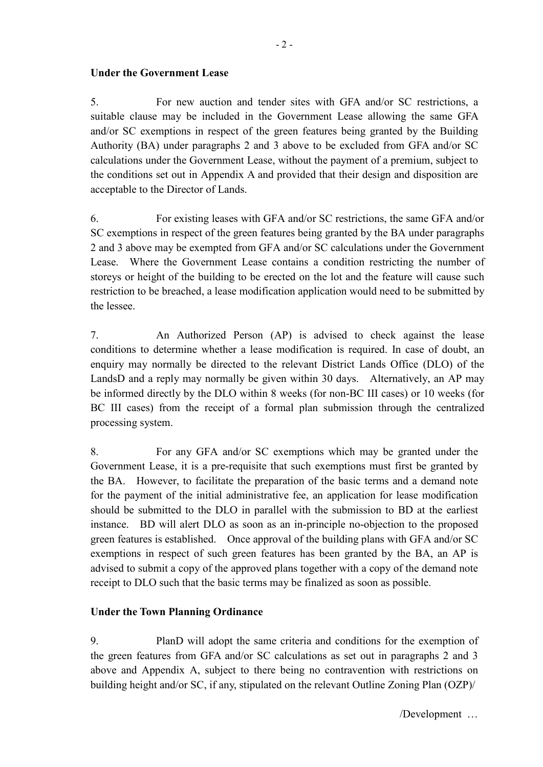**Under the Government Lease**

5. For new auction and tender sites with GFA and/or SC restrictions, a suitable clause may be included in the Government Lease allowing the same GFA and/or SC exemptions in respect of the green features being granted by the Building Authority (BA) under paragraphs 2 and 3 above to be excluded from GFA and/or SC calculations under the Government Lease, without the payment of a premium, subject to the conditions set out in Appendix A and provided that their design and disposition are acceptable to the Director of Lands.

6. For existing leases with GFA and/or SC restrictions, the same GFA and/or SC exemptions in respect of the green features being granted by the BA under paragraphs 2 and 3 above may be exempted from GFA and/or SC calculations under the Government Lease. Where the Government Lease contains a condition restricting the number of storeys or height of the building to be erected on the lot and the feature will cause such restriction to be breached, a lease modification application would need to be submitted by the lessee.

7. An Authorized Person (AP) is advised to check against the lease conditions to determine whether a lease modification is required. In case of doubt, an enquiry may normally be directed to the relevant District Lands Office (DLO) of the LandsD and a reply may normally be given within 30 days. Alternatively, an AP may be informed directly by the DLO within 8 weeks (for non-BC III cases) or 10 weeks (for BC III cases) from the receipt of a formal plan submission through the centralized processing system.

8. For any GFA and/or SC exemptions which may be granted under the Government Lease, it is a pre-requisite that such exemptions must first be granted by the BA. However, to facilitate the preparation of the basic terms and a demand note for the payment of the initial administrative fee, an application for lease modification should be submitted to the DLO in parallel with the submission to BD at the earliest instance. BD will alert DLO as soon as an in-principle no-objection to the proposed green features is established. Once approval of the building plans with GFA and/or SC exemptions in respect of such green features has been granted by the BA, an AP is advised to submit a copy of the approved plans together with a copy of the demand note receipt to DLO such that the basic terms may be finalized as soon as possible.

**Under the Town Planning Ordinance**

9. PlanD will adopt the same criteria and conditions for the exemption of the green features from GFA and/or SC calculations as set out in paragraphs 2 and 3 above and Appendix A, subject to there being no contravention with restrictions on building height and/or SC, if any, stipulated on the relevant Outline Zoning Plan (OZP)/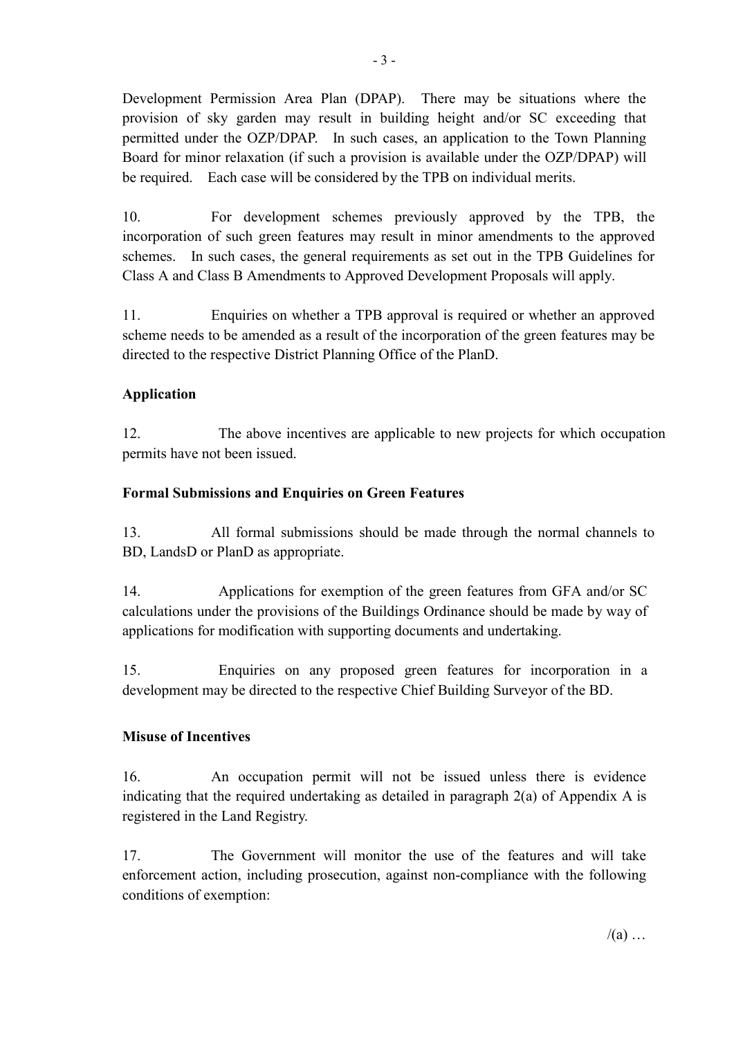Development Permission Area Plan (DPAP). There may be situations where the provision of sky garden may result in building height and/or SC exceeding that permitted under the OZP/DPAP. In such cases, an application to the Town Planning Board for minor relaxation (if such a provision is available under the OZP/DPAP) will be required. Each case will be considered by the TPB on individual merits.

10. For development schemes previously approved by the TPB, the incorporation of such green features may result in minor amendments to the approved schemes. In such cases, the general requirements as set out in the TPB Guidelines for Class A and Class B Amendments to Approved Development Proposals will apply.

11. Enquiries on whether a TPB approval is required or whether an approved scheme needs to be amended as a result of the incorporation of the green features may be directed to the respective District Planning Office of the PlanD.

**Application**

12. The above incentives are applicable to new projects for which occupation permits have not been issued.

**Formal Submissions and Enquiries on Green Features**

13. All formal submissions should be made through the normal channels to BD, LandsD or PlanD as appropriate.

14. Applications for exemption of the green features from GFA and/or SC calculations under the provisions of the Buildings Ordinance should be made by way of applications for modification with supporting documents and undertaking.

15. Enquiries on any proposed green features for incorporation in a development may be directed to the respective Chief Building Surveyor of the BD.

**Misuse of Incentives**

16. An occupation permit will not be issued unless there is evidence indicating that the required undertaking as detailed in paragraph 2(a) of Appendix A is registered in the Land Registry.

17. The Government will monitor the use of the features and will take enforcement action, including prosecution, against non-compliance with the following conditions of exemption:

/(a) …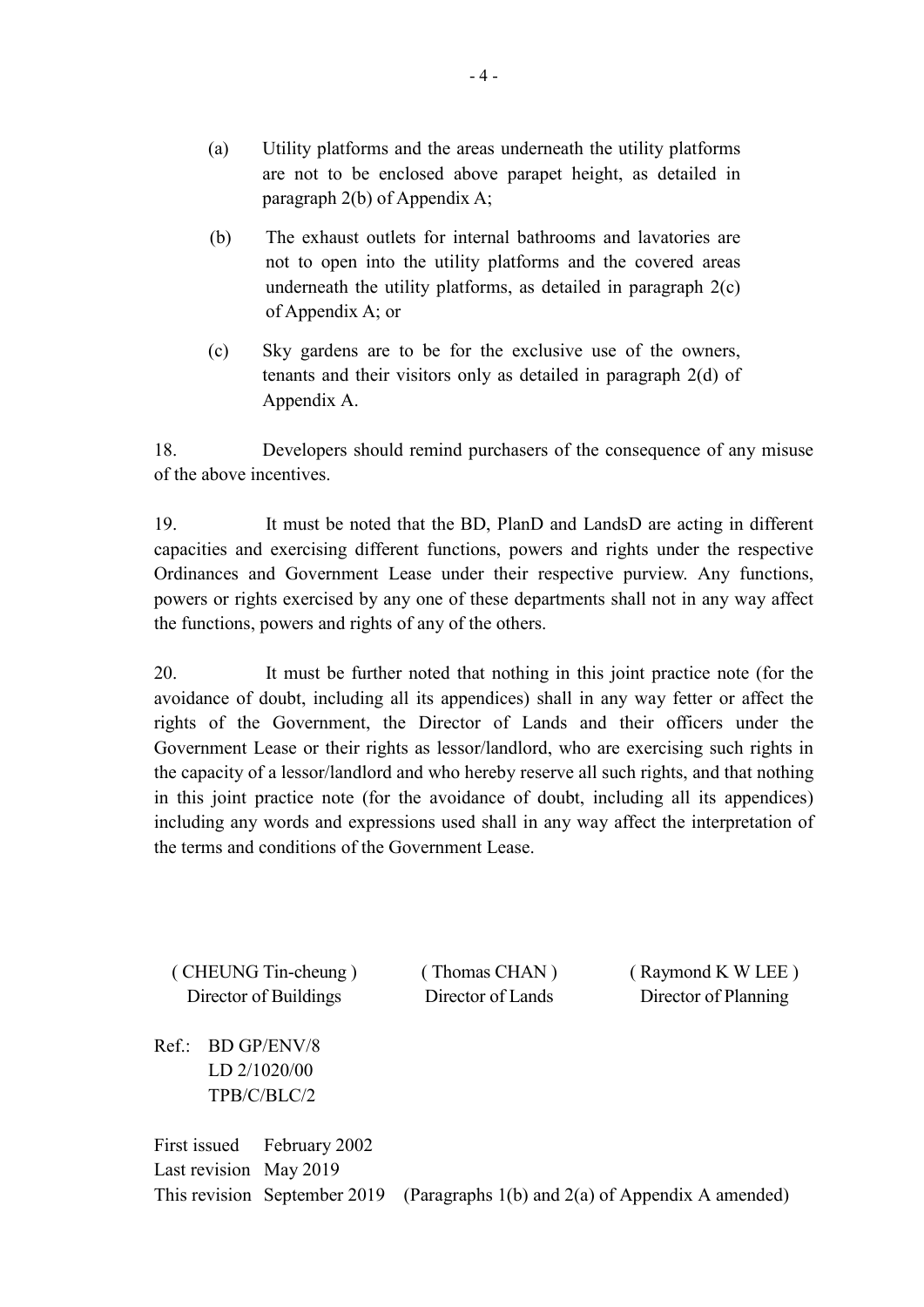(a) Utility platforms and the areas underneath the utility platforms are not to be enclosed above parapet height, as detailed in paragraph 2(b) of Appendix A;

(b) The exhaust outlets for internal bathrooms and lavatories are not to open into the utility platforms and the covered areas underneath the utility platforms, as detailed in paragraph 2(c) of Appendix A; or

(c) Sky gardens are to be for the exclusive use of the owners, tenants and their visitors only as detailed in paragraph 2(d) of Appendix A.

18. Developers should remind purchasers of the consequence of any misuse of the above incentives.

19. It must be noted that the BD, PlanD and LandsD are acting in different capacities and exercising different functions, powers and rights under the respective Ordinances and Government Lease under their respective purview. Any functions, powers or rights exercised by any one of these departments shall not in any way affect the functions, powers and rights of any of the others.

20. It must be further noted that nothing in this joint practice note (for the avoidance of doubt, including all its appendices) shall in any way fetter or affect the rights of the Government, the Director of Lands and their officers under the Government Lease or their rights as lessor/landlord, who are exercising such rights in the capacity of a lessor/landlord and who hereby reserve all such rights, and that nothing in this joint practice note (for the avoidance of doubt, including all its appendices) including any words and expressions used shall in any way affect the interpretation of the terms and conditions of the Government Lease.

| ( CHEUNG Tin-cheung ) | ( Thomas CHAN ) | ( Raymond K W LEE ) |
|---|---|---|
| Director of Buildings | Director of Lands | Director of Planning |

Ref.: BD GP/ENV/8
LD 2/1020/00
TPB/C/BLC/2

First issued February 2002
Last revision May 2019
This revision September 2019 (Paragraphs 1(b) and 2(a) of Appendix A amended)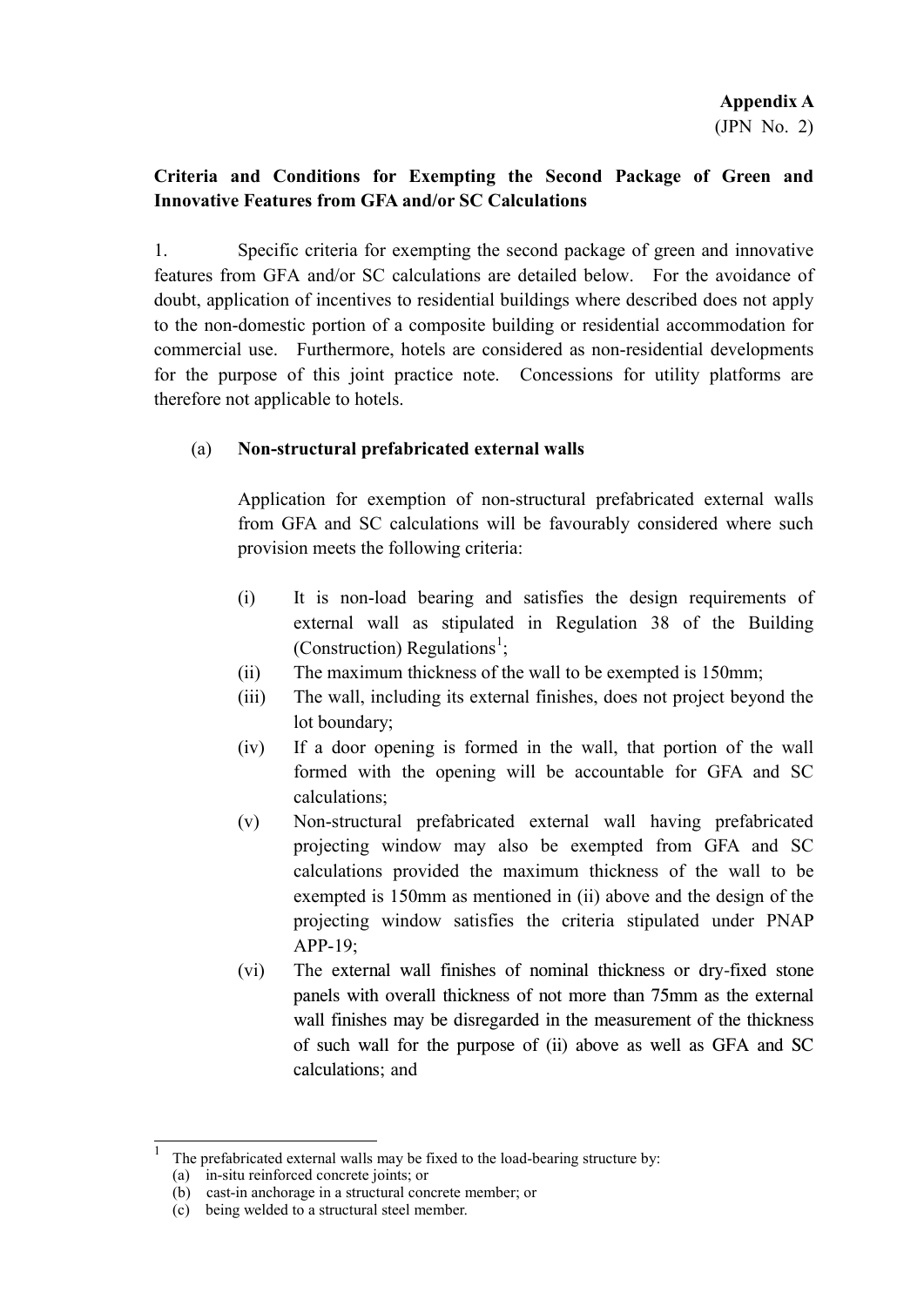**Appendix A**
(JPN No. 2)

**Criteria and Conditions for Exempting the Second Package of Green and Innovative Features from GFA and/or SC Calculations**

1. Specific criteria for exempting the second package of green and innovative features from GFA and/or SC calculations are detailed below. For the avoidance of doubt, application of incentives to residential buildings where described does not apply to the non-domestic portion of a composite building or residential accommodation for commercial use. Furthermore, hotels are considered as non-residential developments for the purpose of this joint practice note. Concessions for utility platforms are therefore not applicable to hotels.

(a) **Non-structural prefabricated external walls**

Application for exemption of non-structural prefabricated external walls from GFA and SC calculations will be favourably considered where such provision meets the following criteria:

(i) It is non-load bearing and satisfies the design requirements of external wall as stipulated in Regulation 38 of the Building (Construction) Regulations[1];

(ii) The maximum thickness of the wall to be exempted is 150mm;

(iii) The wall, including its external finishes, does not project beyond the lot boundary;

(iv) If a door opening is formed in the wall, that portion of the wall formed with the opening will be accountable for GFA and SC calculations;

(v) Non-structural prefabricated external wall having prefabricated projecting window may also be exempted from GFA and SC calculations provided the maximum thickness of the wall to be exempted is 150mm as mentioned in (ii) above and the design of the projecting window satisfies the criteria stipulated under PNAP APP-19;

(vi) The external wall finishes of nominal thickness or dry-fixed stone panels with overall thickness of not more than 75mm as the external wall finishes may be disregarded in the measurement of the thickness of such wall for the purpose of (ii) above as well as GFA and SC calculations; and

---

[1] The prefabricated external walls may be fixed to the load-bearing structure by:
(a) in-situ reinforced concrete joints; or
(b) cast-in anchorage in a structural concrete member; or
(c) being welded to a structural steel member.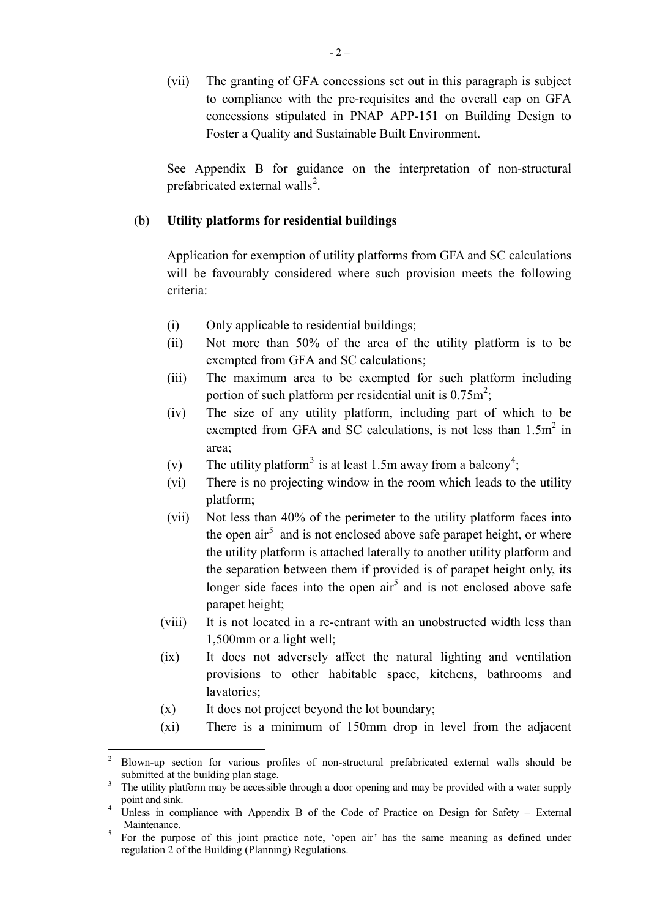(vii) The granting of GFA concessions set out in this paragraph is subject to compliance with the pre-requisites and the overall cap on GFA concessions stipulated in PNAP APP-151 on Building Design to Foster a Quality and Sustainable Built Environment.

See Appendix B for guidance on the interpretation of non-structural prefabricated external walls[2].

(b) **Utility platforms for residential buildings**

Application for exemption of utility platforms from GFA and SC calculations will be favourably considered where such provision meets the following criteria:

(i) Only applicable to residential buildings;
(ii) Not more than 50% of the area of the utility platform is to be exempted from GFA and SC calculations;
(iii) The maximum area to be exempted for such platform including portion of such platform per residential unit is $0.75m^2$;
(iv) The size of any utility platform, including part of which to be exempted from GFA and SC calculations, is not less than $1.5m^2$ in area;
(v) The utility platform[3] is at least 1.5m away from a balcony[4];
(vi) There is no projecting window in the room which leads to the utility platform;
(vii) Not less than 40% of the perimeter to the utility platform faces into the open air[5] and is not enclosed above safe parapet height, or where the utility platform is attached laterally to another utility platform and the separation between them if provided is of parapet height only, its longer side faces into the open air[5] and is not enclosed above safe parapet height;
(viii) It is not located in a re-entrant with an unobstructed width less than 1,500mm or a light well;
(ix) It does not adversely affect the natural lighting and ventilation provisions to other habitable space, kitchens, bathrooms and lavatories;
(x) It does not project beyond the lot boundary;
(xi) There is a minimum of 150mm drop in level from the adjacent

---

[2] Blown-up section for various profiles of non-structural prefabricated external walls should be submitted at the building plan stage.

[3] The utility platform may be accessible through a door opening and may be provided with a water supply point and sink.

[4] Unless in compliance with Appendix B of the Code of Practice on Design for Safety – External Maintenance.

[5] For the purpose of this joint practice note, 'open air' has the same meaning as defined under regulation 2 of the Building (Planning) Regulations.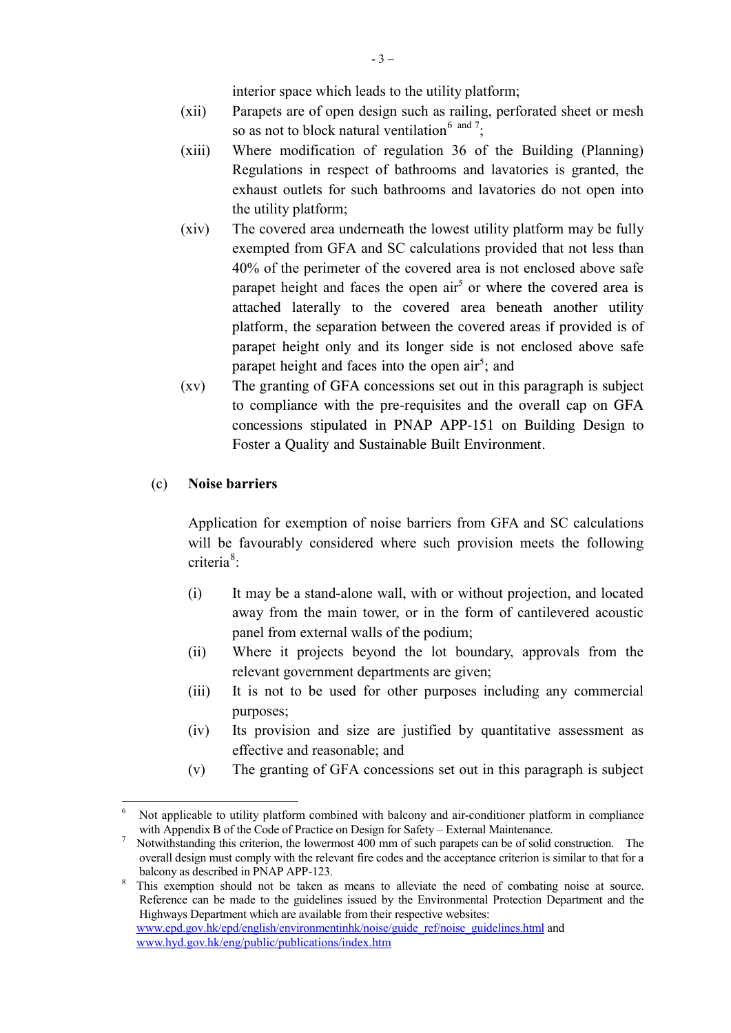interior space which leads to the utility platform;

(xii) Parapets are of open design such as railing, perforated sheet or mesh so as not to block natural ventilation[6 and 7];

(xiii) Where modification of regulation 36 of the Building (Planning) Regulations in respect of bathrooms and lavatories is granted, the exhaust outlets for such bathrooms and lavatories do not open into the utility platform;

(xiv) The covered area underneath the lowest utility platform may be fully exempted from GFA and SC calculations provided that not less than 40% of the perimeter of the covered area is not enclosed above safe parapet height and faces the open air[5] or where the covered area is attached laterally to the covered area beneath another utility platform, the separation between the covered areas if provided is of parapet height only and its longer side is not enclosed above safe parapet height and faces into the open air[5]; and

(xv) The granting of GFA concessions set out in this paragraph is subject to compliance with the pre-requisites and the overall cap on GFA concessions stipulated in PNAP APP-151 on Building Design to Foster a Quality and Sustainable Built Environment.

(c) **Noise barriers**

Application for exemption of noise barriers from GFA and SC calculations will be favourably considered where such provision meets the following criteria[8]:

(i) It may be a stand-alone wall, with or without projection, and located away from the main tower, or in the form of cantilevered acoustic panel from external walls of the podium;

(ii) Where it projects beyond the lot boundary, approvals from the relevant government departments are given;

(iii) It is not to be used for other purposes including any commercial purposes;

(iv) Its provision and size are justified by quantitative assessment as effective and reasonable; and

(v) The granting of GFA concessions set out in this paragraph is subject

---

[6] Not applicable to utility platform combined with balcony and air-conditioner platform in compliance with Appendix B of the Code of Practice on Design for Safety – External Maintenance.

[7] Notwithstanding this criterion, the lowermost 400 mm of such parapets can be of solid construction. The overall design must comply with the relevant fire codes and the acceptance criterion is similar to that for a balcony as described in PNAP APP-123.

[8] This exemption should not be taken as means to alleviate the need of combating noise at source. Reference can be made to the guidelines issued by the Environmental Protection Department and the Highways Department which are available from their respective websites: www.epd.gov.hk/epd/english/environmentinhk/noise/guide_ref/noise_guidelines.html and www.hyd.gov.hk/eng/public/publications/index.htm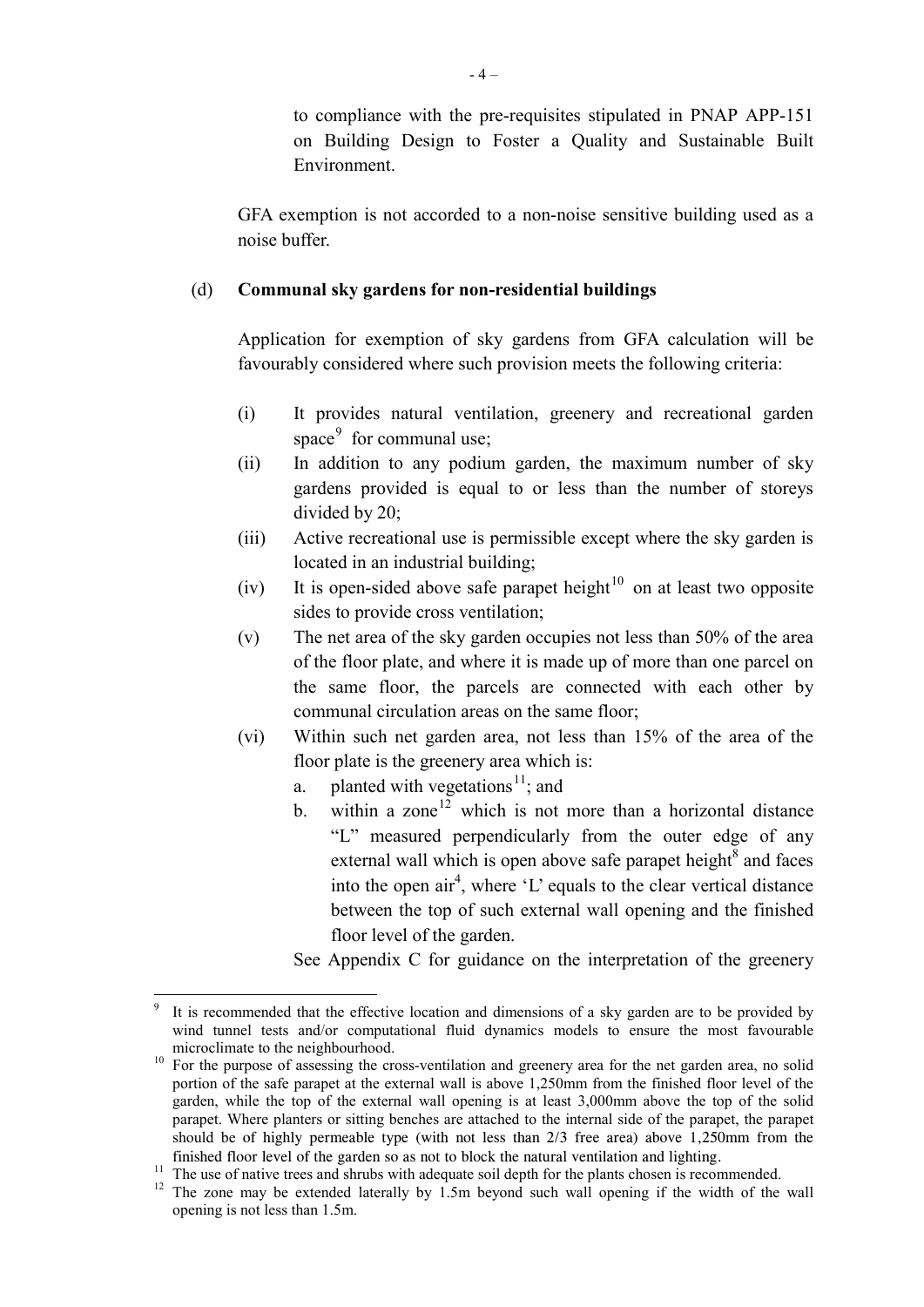to compliance with the pre-requisites stipulated in PNAP APP-151 on Building Design to Foster a Quality and Sustainable Built Environment.

GFA exemption is not accorded to a non-noise sensitive building used as a noise buffer.

(d) **Communal sky gardens for non-residential buildings**

Application for exemption of sky gardens from GFA calculation will be favourably considered where such provision meets the following criteria:

(i) It provides natural ventilation, greenery and recreational garden space[9] for communal use;

(ii) In addition to any podium garden, the maximum number of sky gardens provided is equal to or less than the number of storeys divided by 20;

(iii) Active recreational use is permissible except where the sky garden is located in an industrial building;

(iv) It is open-sided above safe parapet height[10] on at least two opposite sides to provide cross ventilation;

(v) The net area of the sky garden occupies not less than 50% of the area of the floor plate, and where it is made up of more than one parcel on the same floor, the parcels are connected with each other by communal circulation areas on the same floor;

(vi) Within such net garden area, not less than 15% of the area of the floor plate is the greenery area which is:

a. planted with vegetations[11]; and

b. within a zone[12] which is not more than a horizontal distance "L" measured perpendicularly from the outer edge of any external wall which is open above safe parapet height[8] and faces into the open air[4], where 'L' equals to the clear vertical distance between the top of such external wall opening and the finished floor level of the garden.

See Appendix C for guidance on the interpretation of the greenery

---

[9] It is recommended that the effective location and dimensions of a sky garden are to be provided by wind tunnel tests and/or computational fluid dynamics models to ensure the most favourable microclimate to the neighbourhood.

[10] For the purpose of assessing the cross-ventilation and greenery area for the net garden area, no solid portion of the safe parapet at the external wall is above 1,250mm from the finished floor level of the garden, while the top of the external wall opening is at least 3,000mm above the top of the solid parapet. Where planters or sitting benches are attached to the internal side of the parapet, the parapet should be of highly permeable type (with not less than 2/3 free area) above 1,250mm from the finished floor level of the garden so as not to block the natural ventilation and lighting.

[11] The use of native trees and shrubs with adequate soil depth for the plants chosen is recommended.

[12] The zone may be extended laterally by 1.5m beyond such wall opening if the width of the wall opening is not less than 1.5m.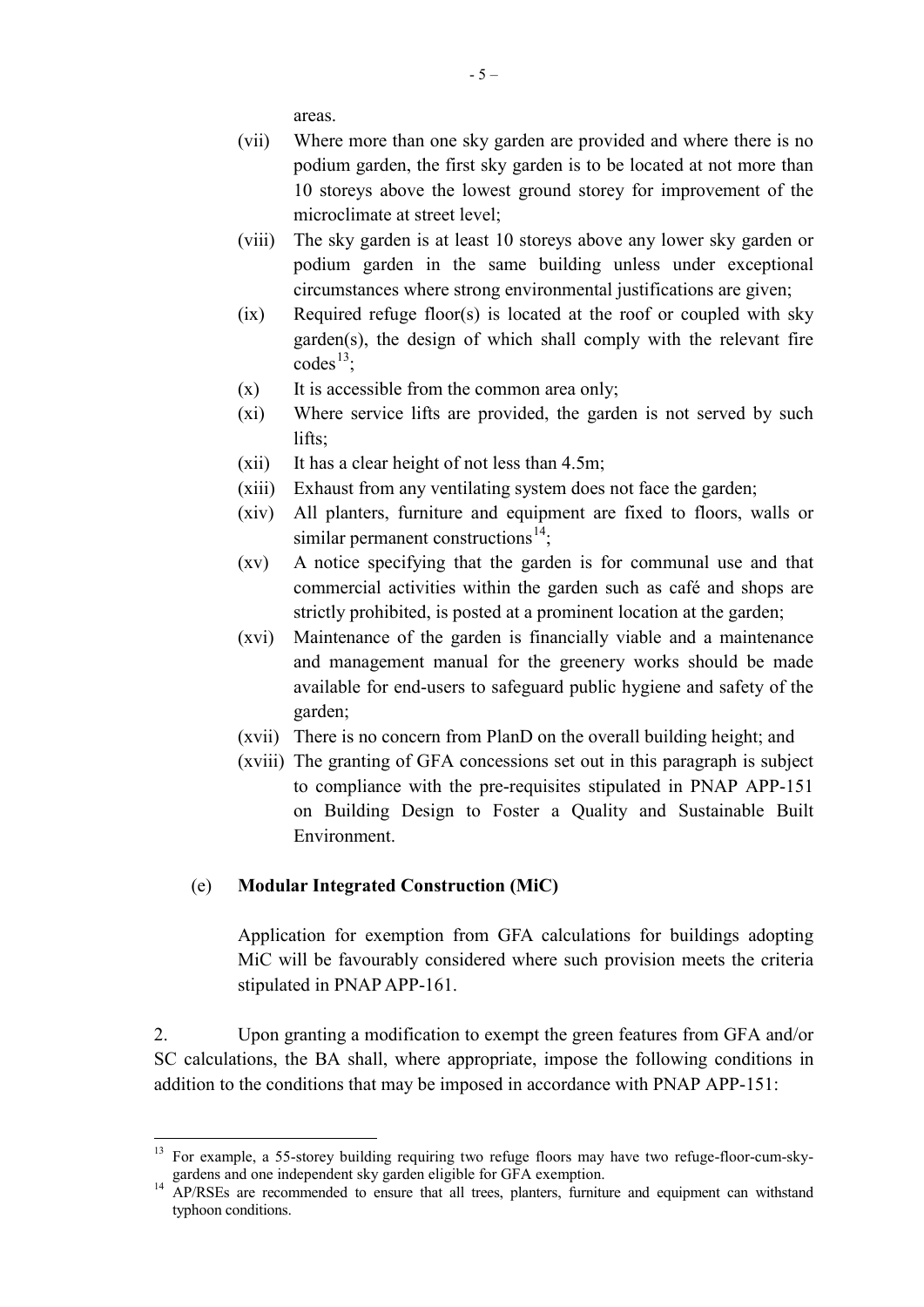areas.

- (vii) Where more than one sky garden are provided and where there is no podium garden, the first sky garden is to be located at not more than 10 storeys above the lowest ground storey for improvement of the microclimate at street level;
- (viii) The sky garden is at least 10 storeys above any lower sky garden or podium garden in the same building unless under exceptional circumstances where strong environmental justifications are given;
- (ix) Required refuge floor(s) is located at the roof or coupled with sky garden(s), the design of which shall comply with the relevant fire codes[13];
- (x) It is accessible from the common area only;
- (xi) Where service lifts are provided, the garden is not served by such lifts;
- (xii) It has a clear height of not less than 4.5m;
- (xiii) Exhaust from any ventilating system does not face the garden;
- (xiv) All planters, furniture and equipment are fixed to floors, walls or similar permanent constructions[14];
- (xv) A notice specifying that the garden is for communal use and that commercial activities within the garden such as café and shops are strictly prohibited, is posted at a prominent location at the garden;
- (xvi) Maintenance of the garden is financially viable and a maintenance and management manual for the greenery works should be made available for end-users to safeguard public hygiene and safety of the garden;
- (xvii) There is no concern from PlanD on the overall building height; and
- (xviii) The granting of GFA concessions set out in this paragraph is subject to compliance with the pre-requisites stipulated in PNAP APP-151 on Building Design to Foster a Quality and Sustainable Built Environment.

(e) **Modular Integrated Construction (MiC)**

Application for exemption from GFA calculations for buildings adopting MiC will be favourably considered where such provision meets the criteria stipulated in PNAP APP-161.

2. Upon granting a modification to exempt the green features from GFA and/or SC calculations, the BA shall, where appropriate, impose the following conditions in addition to the conditions that may be imposed in accordance with PNAP APP-151:

---

[13] For example, a 55-storey building requiring two refuge floors may have two refuge-floor-cum-sky-gardens and one independent sky garden eligible for GFA exemption.

[14] AP/RSEs are recommended to ensure that all trees, planters, furniture and equipment can withstand typhoon conditions.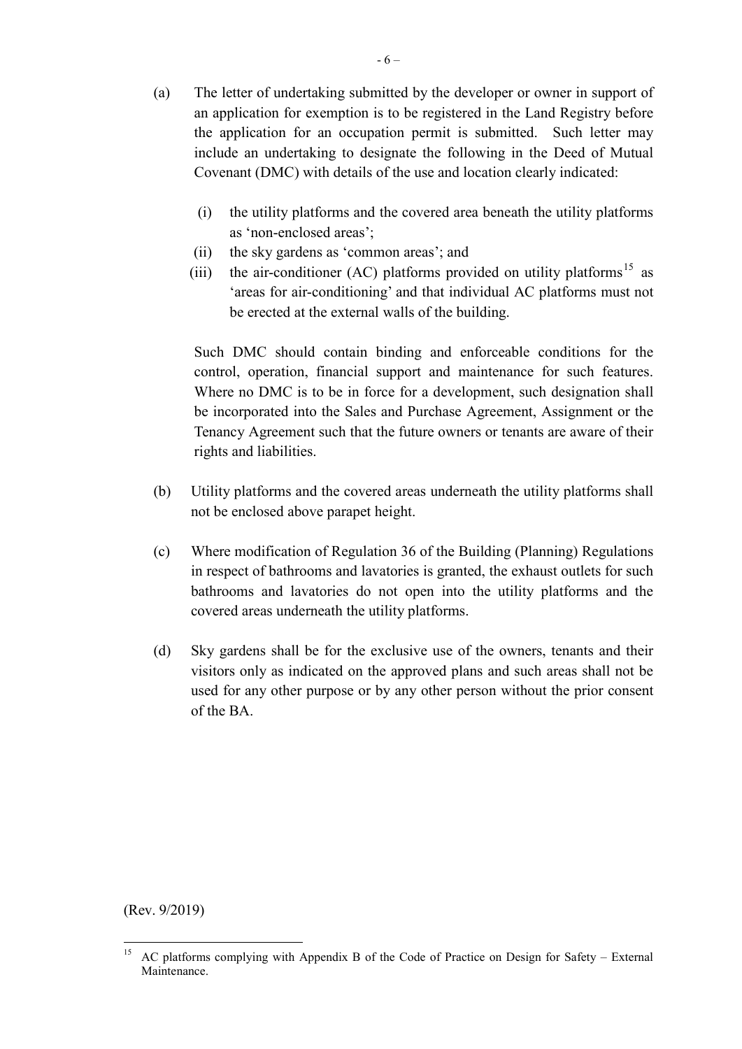(a) The letter of undertaking submitted by the developer or owner in support of an application for exemption is to be registered in the Land Registry before the application for an occupation permit is submitted. Such letter may include an undertaking to designate the following in the Deed of Mutual Covenant (DMC) with details of the use and location clearly indicated:

 (i) the utility platforms and the covered area beneath the utility platforms as 'non-enclosed areas';

 (ii) the sky gardens as 'common areas'; and

 (iii) the air-conditioner (AC) platforms provided on utility platforms[15] as 'areas for air-conditioning' and that individual AC platforms must not be erected at the external walls of the building.

 Such DMC should contain binding and enforceable conditions for the control, operation, financial support and maintenance for such features. Where no DMC is to be in force for a development, such designation shall be incorporated into the Sales and Purchase Agreement, Assignment or the Tenancy Agreement such that the future owners or tenants are aware of their rights and liabilities.

(b) Utility platforms and the covered areas underneath the utility platforms shall not be enclosed above parapet height.

(c) Where modification of Regulation 36 of the Building (Planning) Regulations in respect of bathrooms and lavatories is granted, the exhaust outlets for such bathrooms and lavatories do not open into the utility platforms and the covered areas underneath the utility platforms.

(d) Sky gardens shall be for the exclusive use of the owners, tenants and their visitors only as indicated on the approved plans and such areas shall not be used for any other purpose or by any other person without the prior consent of the BA.

(Rev. 9/2019)

[15] AC platforms complying with Appendix B of the Code of Practice on Design for Safety – External Maintenance.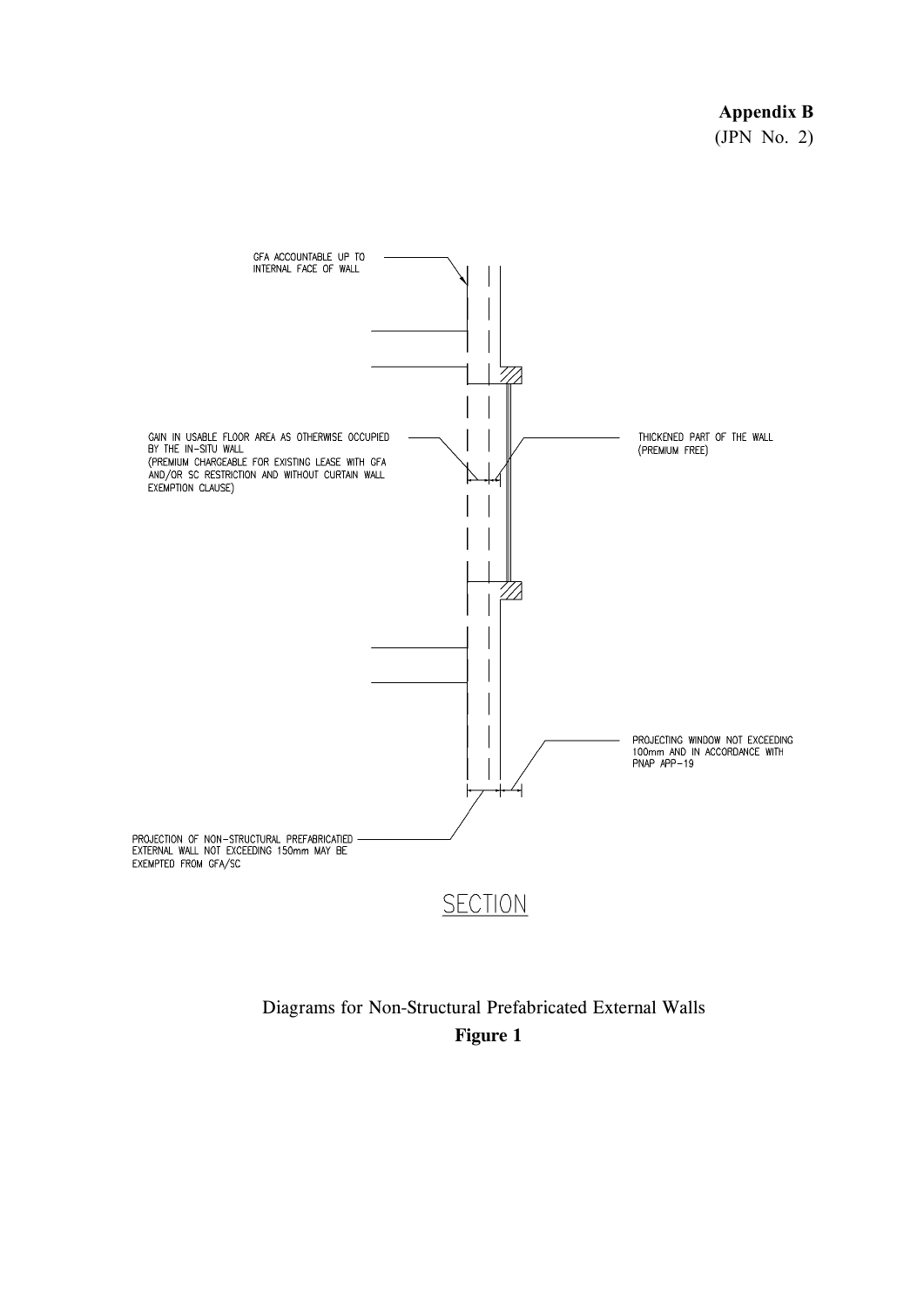**Appendix B**
(JPN No. 2)

GFA ACCOUNTABLE UP TO INTERNAL FACE OF WALL

GAIN IN USABLE FLOOR AREA AS OTHERWISE OCCUPIED BY THE IN-SITU WALL
(PREMIUM CHARGEABLE FOR EXISTING LEASE WITH GFA AND/OR SC RESTRICTION AND WITHOUT CURTAIN WALL EXEMPTION CLAUSE)

THICKENED PART OF THE WALL
(PREMIUM FREE)

PROJECTING WINDOW NOT EXCEEDING 100mm AND IN ACCORDANCE WITH PNAP APP-19

PROJECTION OF NON-STRUCTURAL PREFABRICATIED EXTERNAL WALL NOT EXCEEDING 150mm MAY BE EXEMPTED FROM GFA/SC

SECTION

Diagrams for Non-Structural Prefabricated External Walls

**Figure 1**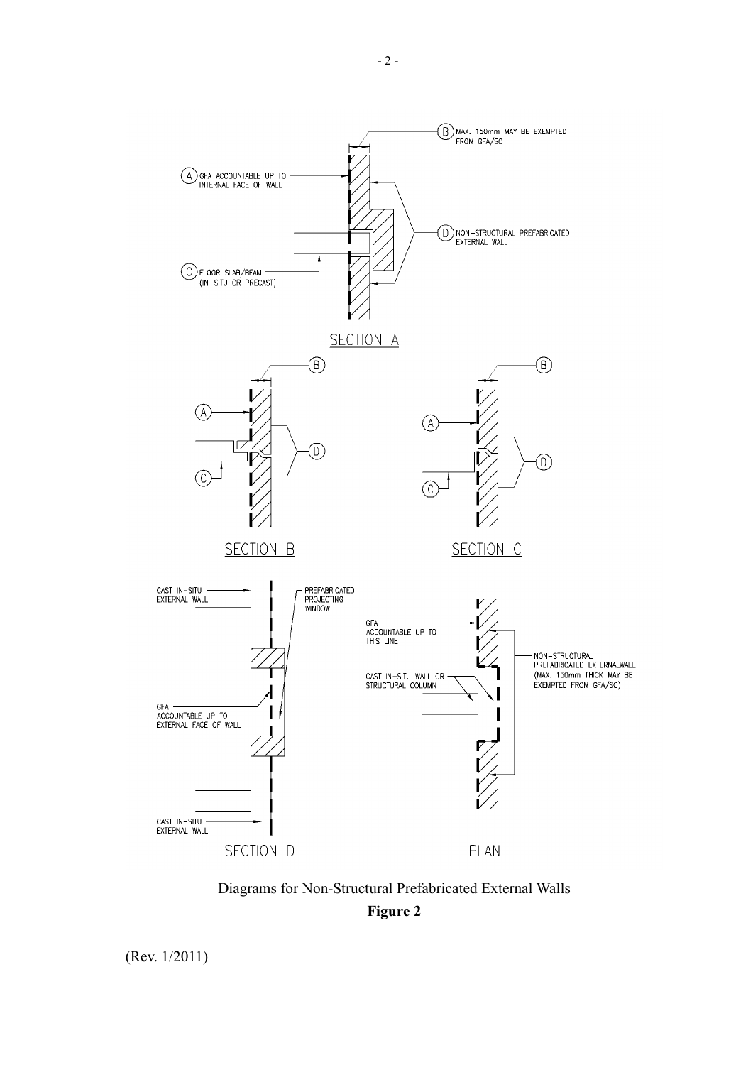SECTION A

(A) GFA ACCOUNTABLE UP TO INTERNAL FACE OF WALL

(B) MAX. 150mm MAY BE EXEMPTED FROM GFA/SC

(C) FLOOR SLAB/BEAM (IN-SITU OR PRECAST)

(D) NON-STRUCTURAL PREFABRICATED EXTERNAL WALL

SECTION B

SECTION C

SECTION D

CAST IN-SITU EXTERNAL WALL

PREFABRICATED PROJECTING WINDOW

GFA ACCOUNTABLE UP TO EXTERNAL FACE OF WALL

CAST IN-SITU EXTERNAL WALL

PLAN

GFA ACCOUNTABLE UP TO THIS LINE

CAST IN-SITU WALL OR STRUCTURAL COLUMN

NON-STRUCTURAL PREFABRICATED EXTERNALWALL (MAX. 150mm THICK MAY BE EXEMPTED FROM GFA/SC)

Diagrams for Non-Structural Prefabricated External Walls

**Figure 2**

(Rev. 1/2011)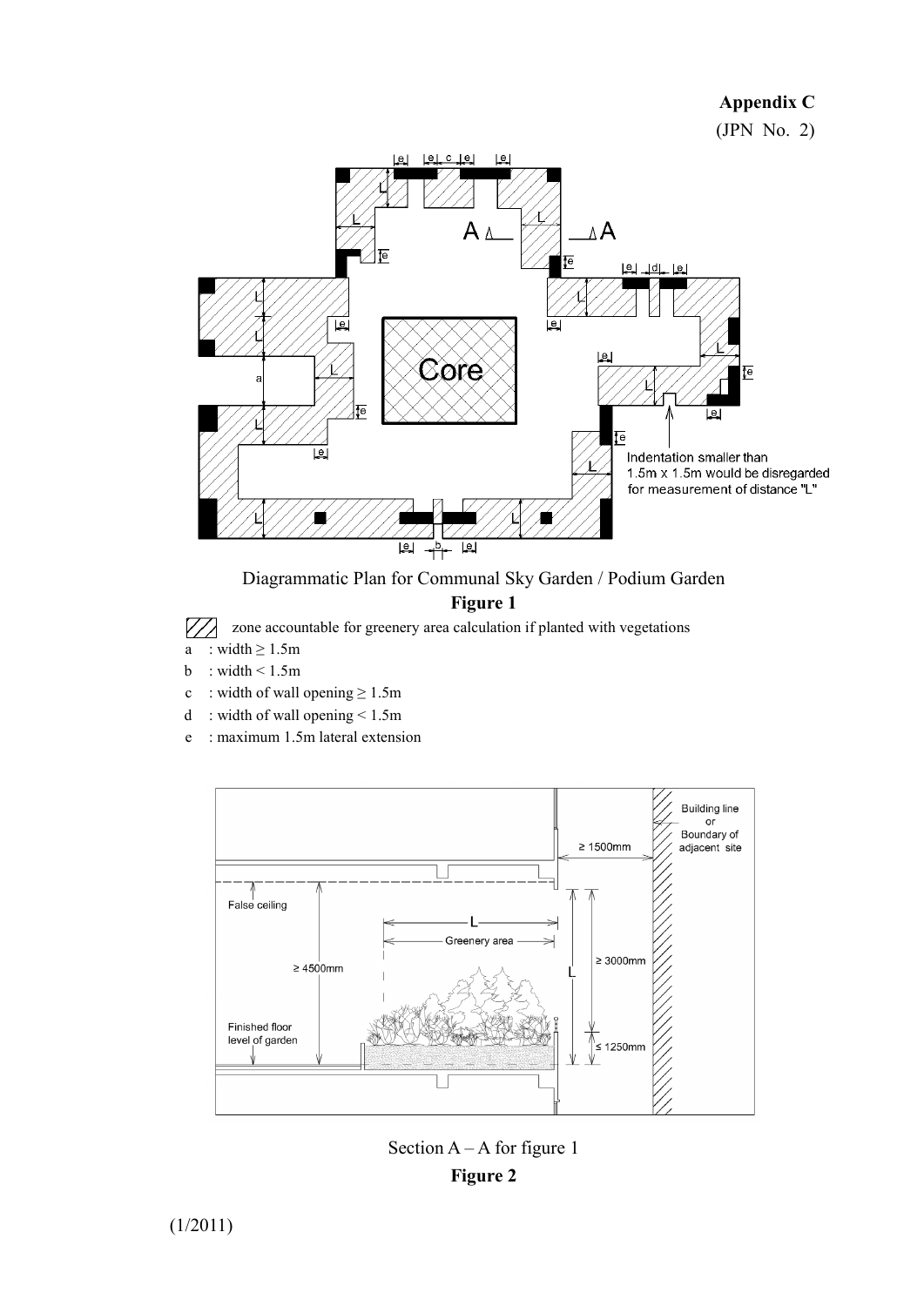**Appendix C**

(JPN No. 2)

e e c e e

L

L L

A A

e

e d e

L

L

e e

L

L

a L e

Core

L

e

e

L

e

e

Indentation smaller than 1.5m x 1.5m would be disregarded for measurement of distance "L"

L

L L

e b e

Diagrammatic Plan for Communal Sky Garden / Podium Garden

**Figure 1**

zone accountable for greenery area calculation if planted with vegetations

a : width ≥ 1.5m

b : width < 1.5m

c : width of wall opening ≥ 1.5m

d : width of wall opening < 1.5m

e : maximum 1.5m lateral extension

Building line or Boundary of adjacent site

≥ 1500mm

False ceiling

L

Greenery area

≥ 4500mm

≥ 3000mm

L

Finished floor level of garden

≤ 1250mm

Section A – A for figure 1

**Figure 2**

(1/2011)